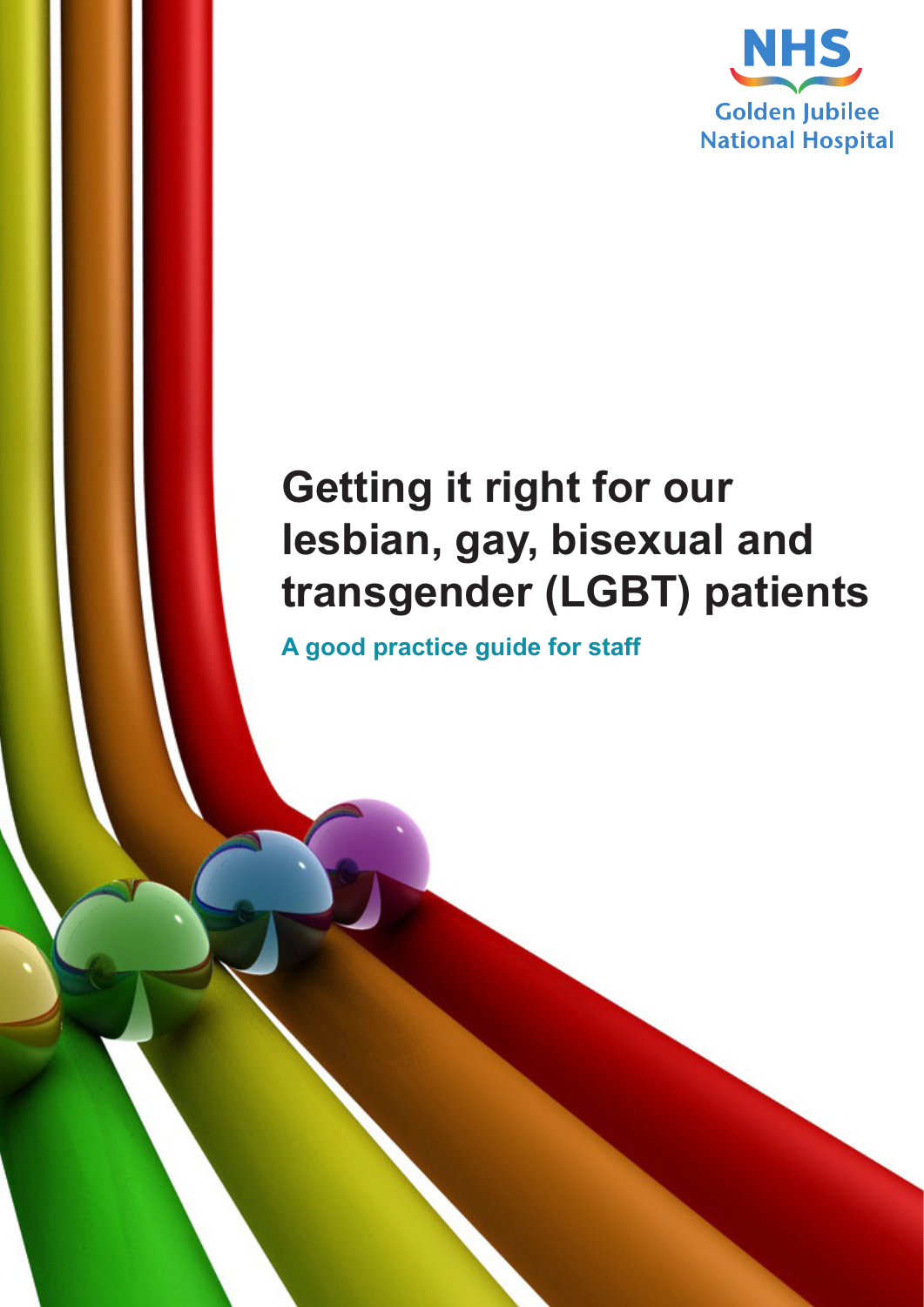NHS
Golden Jubilee
National Hospital

# Getting it right for our lesbian, gay, bisexual and transgender (LGBT) patients

**A good practice guide for staff**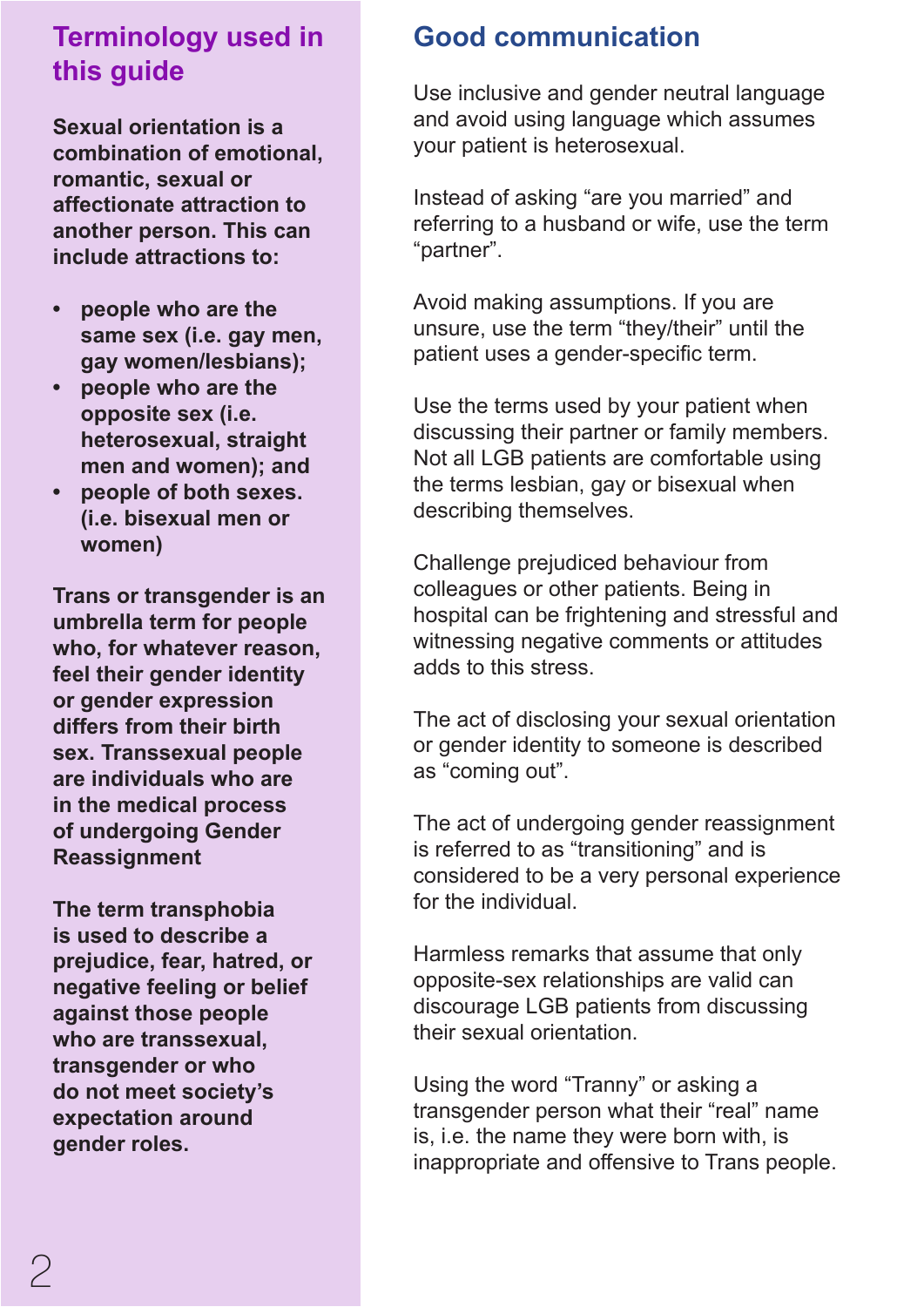## Terminology used in this guide

**Sexual orientation is a combination of emotional, romantic, sexual or affectionate attraction to another person. This can include attractions to:**

- **people who are the same sex (i.e. gay men, gay women/lesbians);**
- **people who are the opposite sex (i.e. heterosexual, straight men and women); and**
- **people of both sexes. (i.e. bisexual men or women)**

**Trans or transgender is an umbrella term for people who, for whatever reason, feel their gender identity or gender expression differs from their birth sex. Transsexual people are individuals who are in the medical process of undergoing Gender Reassignment**

**The term transphobia is used to describe a prejudice, fear, hatred, or negative feeling or belief against those people who are transsexual, transgender or who do not meet society's expectation around gender roles.**

## Good communication

Use inclusive and gender neutral language and avoid using language which assumes your patient is heterosexual.

Instead of asking "are you married" and referring to a husband or wife, use the term "partner".

Avoid making assumptions. If you are unsure, use the term "they/their" until the patient uses a gender-specific term.

Use the terms used by your patient when discussing their partner or family members. Not all LGB patients are comfortable using the terms lesbian, gay or bisexual when describing themselves.

Challenge prejudiced behaviour from colleagues or other patients. Being in hospital can be frightening and stressful and witnessing negative comments or attitudes adds to this stress.

The act of disclosing your sexual orientation or gender identity to someone is described as "coming out".

The act of undergoing gender reassignment is referred to as "transitioning" and is considered to be a very personal experience for the individual.

Harmless remarks that assume that only opposite-sex relationships are valid can discourage LGB patients from discussing their sexual orientation.

Using the word "Tranny" or asking a transgender person what their "real" name is, i.e. the name they were born with, is inappropriate and offensive to Trans people.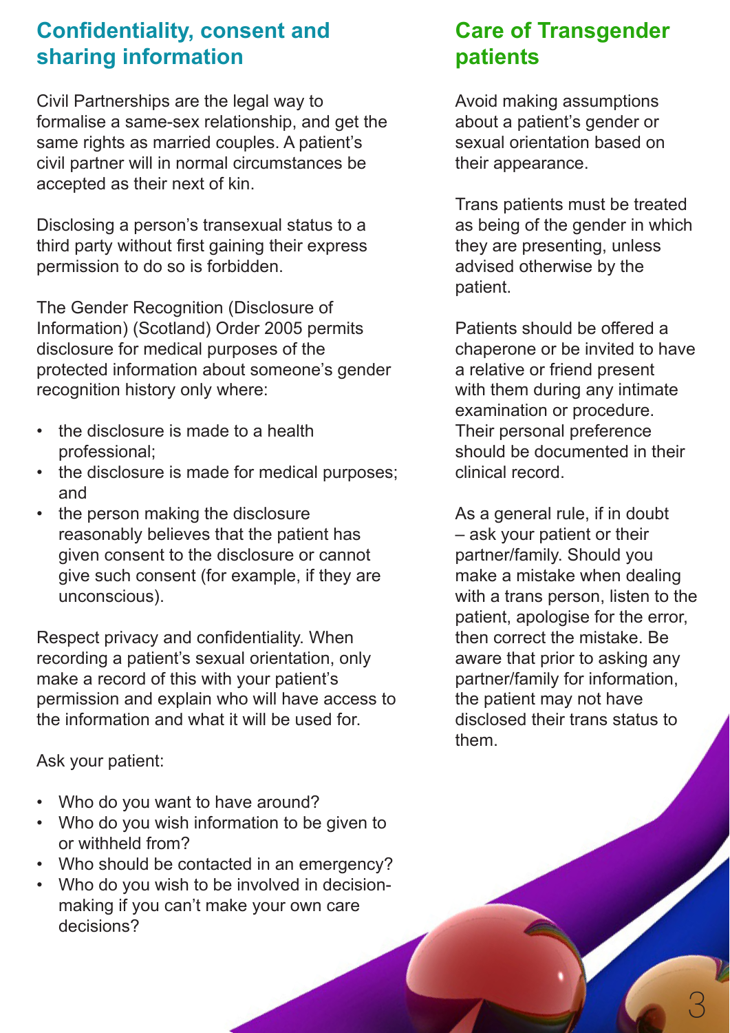## Confidentiality, consent and sharing information

Civil Partnerships are the legal way to formalise a same-sex relationship, and get the same rights as married couples. A patient's civil partner will in normal circumstances be accepted as their next of kin.

Disclosing a person's transexual status to a third party without first gaining their express permission to do so is forbidden.

The Gender Recognition (Disclosure of Information) (Scotland) Order 2005 permits disclosure for medical purposes of the protected information about someone's gender recognition history only where:

- the disclosure is made to a health professional;
- the disclosure is made for medical purposes; and
- the person making the disclosure reasonably believes that the patient has given consent to the disclosure or cannot give such consent (for example, if they are unconscious).

Respect privacy and confidentiality. When recording a patient's sexual orientation, only make a record of this with your patient's permission and explain who will have access to the information and what it will be used for.

Ask your patient:

- Who do you want to have around?
- Who do you wish information to be given to or withheld from?
- Who should be contacted in an emergency?
- Who do you wish to be involved in decision-making if you can't make your own care decisions?

## Care of Transgender patients

Avoid making assumptions about a patient's gender or sexual orientation based on their appearance.

Trans patients must be treated as being of the gender in which they are presenting, unless advised otherwise by the patient.

Patients should be offered a chaperone or be invited to have a relative or friend present with them during any intimate examination or procedure. Their personal preference should be documented in their clinical record.

As a general rule, if in doubt – ask your patient or their partner/family. Should you make a mistake when dealing with a trans person, listen to the patient, apologise for the error, then correct the mistake. Be aware that prior to asking any partner/family for information, the patient may not have disclosed their trans status to them.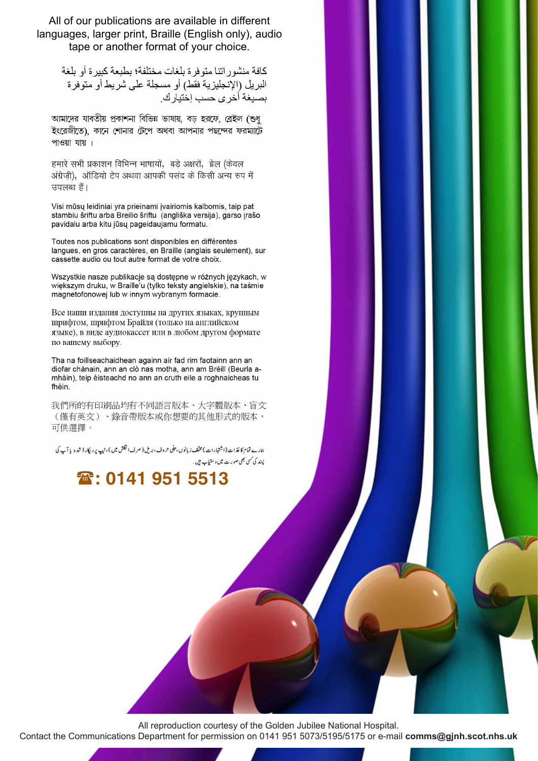All of our publications are available in different languages, larger print, Braille (English only), audio tape or another format of your choice.

كافة منشوراتنا متوفرة بلغات مختلفة؛ بطبعة كبيرة أو بلغة البريل (الإنجليزية فقط) أو مسجلة على شريط أو متوفرة بصيغة أخرى حسب إختيارك.

আমাদের যাবতীয় প্রকাশনা বিভিন্ন ভাষায়, বড় হরফে, ব্রেইল (শুধু ইংরেজীতে), কানে শোনার টেপে অথবা আপনার পছন্দের ফরম্যাটে পাওয়া যায় ।

हमारे सभी प्रकाशन विभिन्न भाषायों, बड़े अक्षरों, ब्रेल (केवल अंग्रेज़ी), ऑडियो टेप अथवा आपकी पसंद के किसी अन्य रुप में उपलब्ध हैं।

Visi mūsų leidiniai yra prieinami įvairiomis kalbomis, taip pat stambiu šriftu arba Breilio šriftu (angliška versija), garso įrašo pavidalu arba kitu jūsų pageidaujamu formatu.

Toutes nos publications sont disponibles en différentes langues, en gros caractères, en Braille (anglais seulement), sur cassette audio ou tout autre format de votre choix.

Wszystkie nasze publikacje są dostępne w różnych językach, w większym druku, w Braille'u (tylko teksty angielskie), na taśmie magnetofonowej lub w innym wybranym formacie.

Все наши издания доступны на других языках, крупным шрифтом, шрифтом Брайля (только на английском языке), в виде аудиокассет или в любом другом формате по вашему выбору.

Tha na foillseachaidhean againn air fad rim faotainn ann an diofar chànain, ann an clò nas motha, ann am Brèill (Beurla a-mhàin), teip èisteachd no ann an cruth eile a roghnaicheas tu fhèin.

我們所的有印刷品均有不同語言版本、大字體版本、盲文（僅有英文）、錄音帶版本或你想要的其他形式的版本，可供選擇。

ہمارے تمام کاغذات (اشتہارات) مختلف زبانوں، جلی حروف، بریل (صرف انگلش میں)، ٹیپ پر ریکارڈ شدہ یا آپ کی پسند کی کسی بھی صورت میں دستیاب ہیں۔

**☎: 0141 951 5513**

All reproduction courtesy of the Golden Jubilee National Hospital.
Contact the Communications Department for permission on 0141 951 5073/5195/5175 or e-mail **comms@gjnh.scot.nhs.uk**